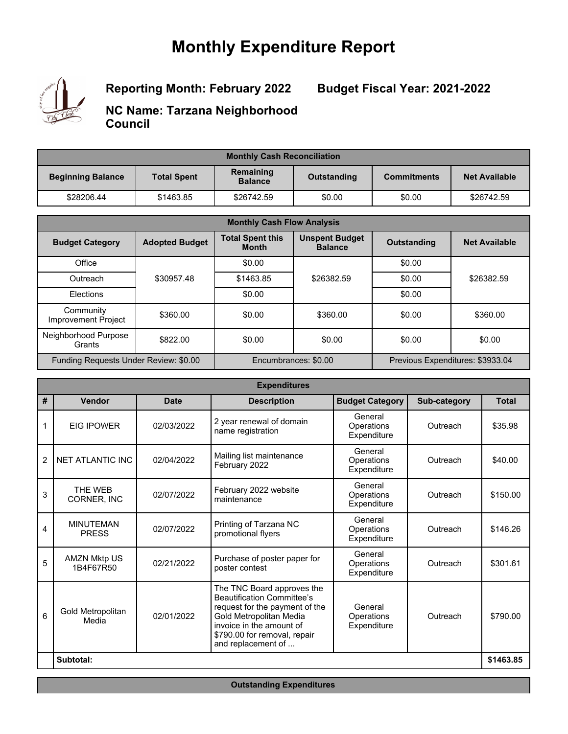# Monthly Expenditure Report

**Reporting Month: February 2022**

**Budget Fiscal Year: 2021-2022**

**NC Name: Tarzana Neighborhood Council**

| Monthly Cash Reconciliation | | | | | |
|---|---|---|---|---|---|
| **Beginning Balance** | **Total Spent** | **Remaining Balance** | **Outstanding** | **Commitments** | **Net Available** |
| $28206.44 | $1463.85 | $26742.59 | $0.00 | $0.00 | $26742.59 |

| Monthly Cash Flow Analysis | | | | | |
|---|---|---|---|---|---|
| **Budget Category** | **Adopted Budget** | **Total Spent this Month** | **Unspent Budget Balance** | **Outstanding** | **Net Available** |
| Office | $30957.48 | $0.00 | $26382.59 | $0.00 | $26382.59 |
| Outreach | | $1463.85 | | $0.00 | |
| Elections | | $0.00 | | $0.00 | |
| Community Improvement Project | $360.00 | $0.00 | $360.00 | $0.00 | $360.00 |
| Neighborhood Purpose Grants | $822.00 | $0.00 | $0.00 | $0.00 | $0.00 |
| Funding Requests Under Review: $0.00 | | Encumbrances: $0.00 | | Previous Expenditures: $3933.04 | |

| Expenditures | | | | | | |
|---|---|---|---|---|---|---|
| **#** | **Vendor** | **Date** | **Description** | **Budget Category** | **Sub-category** | **Total** |
| 1 | EIG IPOWER | 02/03/2022 | 2 year renewal of domain name registration | General Operations Expenditure | Outreach | $35.98 |
| 2 | NET ATLANTIC INC | 02/04/2022 | Mailing list maintenance February 2022 | General Operations Expenditure | Outreach | $40.00 |
| 3 | THE WEB CORNER, INC | 02/07/2022 | February 2022 website maintenance | General Operations Expenditure | Outreach | $150.00 |
| 4 | MINUTEMAN PRESS | 02/07/2022 | Printing of Tarzana NC promotional flyers | General Operations Expenditure | Outreach | $146.26 |
| 5 | AMZN Mktp US 1B4F67R50 | 02/21/2022 | Purchase of poster paper for poster contest | General Operations Expenditure | Outreach | $301.61 |
| 6 | Gold Metropolitan Media | 02/01/2022 | The TNC Board approves the Beautification Committee's request for the payment of the Gold Metropolitan Media invoice in the amount of $790.00 for removal, repair and replacement of ... | General Operations Expenditure | Outreach | $790.00 |
| | **Subtotal:** | | | | | **$1463.85** |

| Outstanding Expenditures |
|---|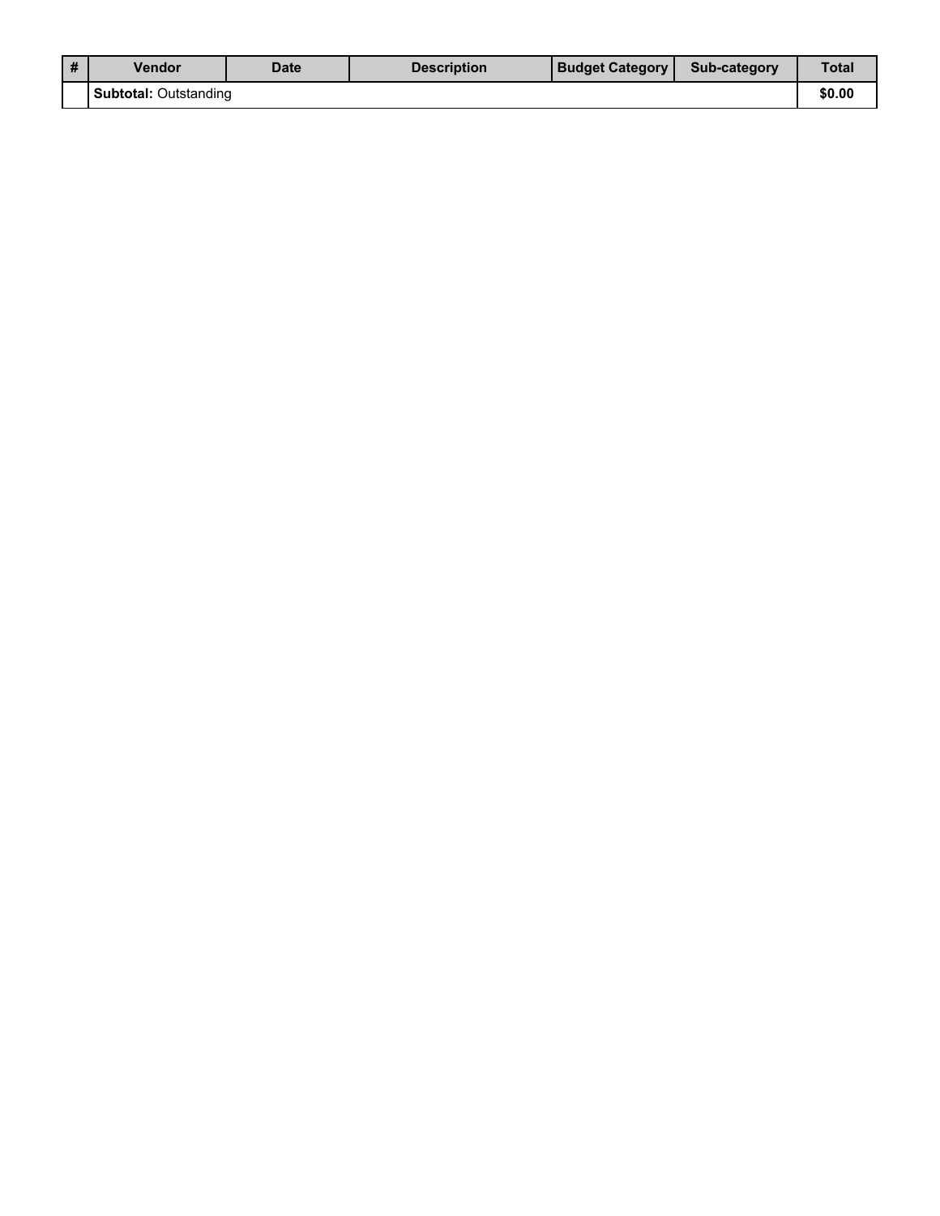| # | Vendor | Date | Description | Budget Category | Sub-category | Total |
|---|---|---|---|---|---|---|
| | **Subtotal:** Outstanding | | | | | **$0.00** |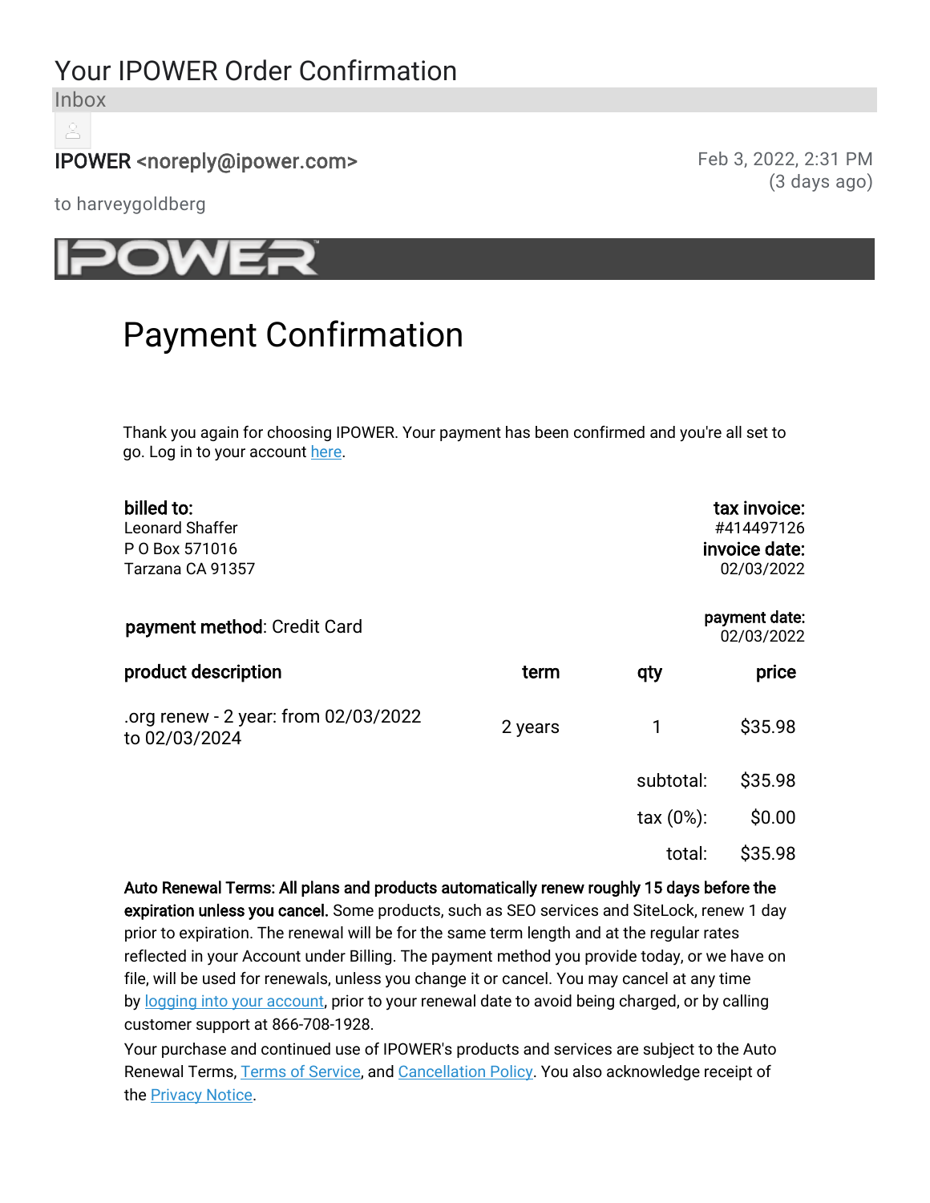# Your IPOWER Order Confirmation

Inbox

IPOWER <noreply@ipower.com>

Feb 3, 2022, 2:31 PM (3 days ago)

to harveygoldberg

IPOWER

## Payment Confirmation

Thank you again for choosing IPOWER. Your payment has been confirmed and you're all set to go. Log in to your account here.

**billed to:**
Leonard Shaffer
P O Box 571016
Tarzana CA 91357

**tax invoice:**
#414497126

**invoice date:**
02/03/2022

**payment method**: Credit Card

**payment date:**
02/03/2022

| product description | term | qty | price |
|---|---|---|---|
| .org renew - 2 year: from 02/03/2022 to 02/03/2024 | 2 years | 1 | $35.98 |
| | | subtotal: | $35.98 |
| | | tax (0%): | $0.00 |
| | | total: | $35.98 |

**Auto Renewal Terms: All plans and products automatically renew roughly 15 days before the expiration unless you cancel.** Some products, such as SEO services and SiteLock, renew 1 day prior to expiration. The renewal will be for the same term length and at the regular rates reflected in your Account under Billing. The payment method you provide today, or we have on file, will be used for renewals, unless you change it or cancel. You may cancel at any time by logging into your account, prior to your renewal date to avoid being charged, or by calling customer support at 866-708-1928.

Your purchase and continued use of IPOWER's products and services are subject to the Auto Renewal Terms, Terms of Service, and Cancellation Policy. You also acknowledge receipt of the Privacy Notice.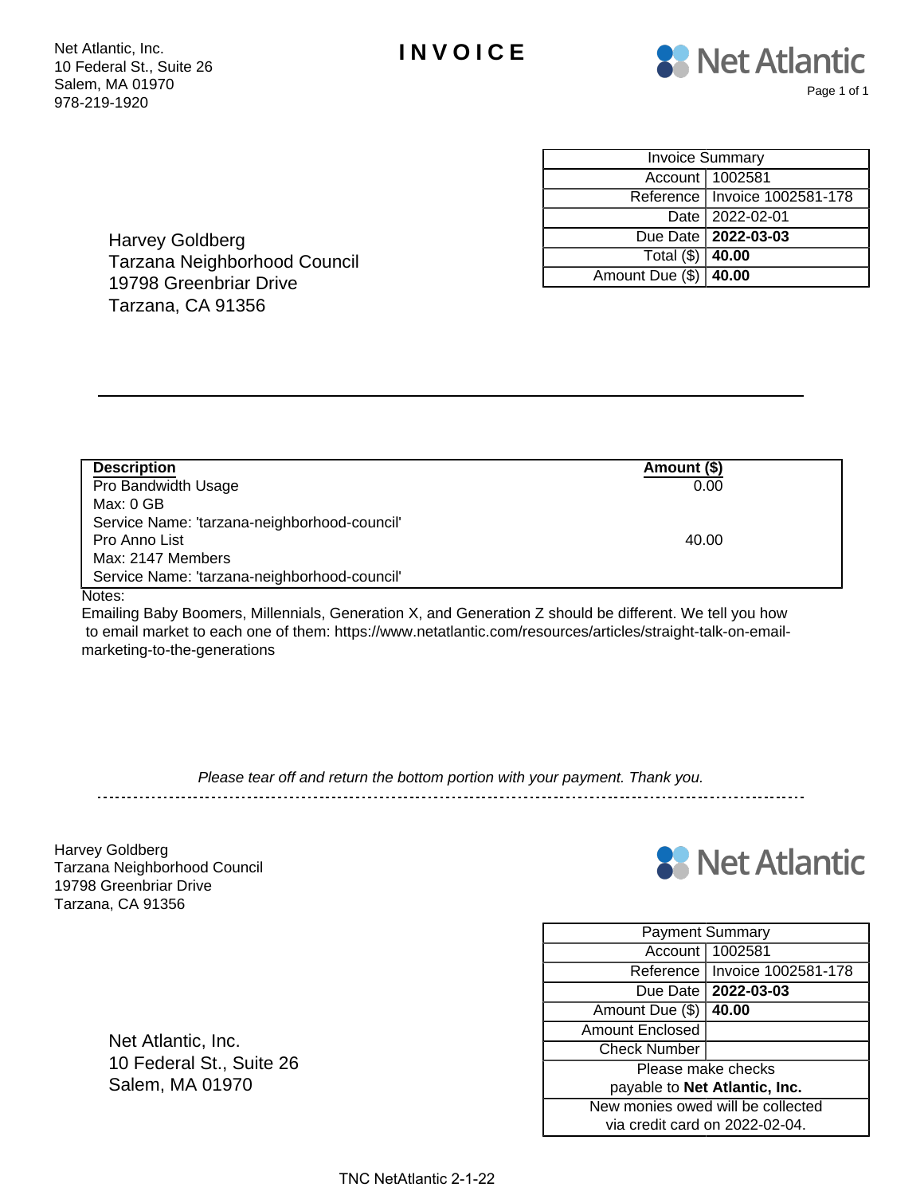Net Atlantic, Inc.
10 Federal St., Suite 26
Salem, MA 01970
978-219-1920

# INVOICE

Net Atlantic

Harvey Goldberg
Tarzana Neighborhood Council
19798 Greenbriar Drive
Tarzana, CA 91356

| Invoice Summary | |
|---|---|
| Account | 1002581 |
| Reference | Invoice 1002581-178 |
| Date | 2022-02-01 |
| Due Date | **2022-03-03** |
| Total ($) | **40.00** |
| Amount Due ($) | **40.00** |

| **Description** | **Amount ($)** |
|---|---|
| Pro Bandwidth Usage<br>Max: 0 GB<br>Service Name: 'tarzana-neighborhood-council' | 0.00 |
| Pro Anno List<br>Max: 2147 Members<br>Service Name: 'tarzana-neighborhood-council' | 40.00 |

Notes:
Emailing Baby Boomers, Millennials, Generation X, and Generation Z should be different. We tell you how to email market to each one of them: https://www.netatlantic.com/resources/articles/straight-talk-on-email-marketing-to-the-generations

*Please tear off and return the bottom portion with your payment. Thank you.*

---

Harvey Goldberg
Tarzana Neighborhood Council
19798 Greenbriar Drive
Tarzana, CA 91356

Net Atlantic

Net Atlantic, Inc.
10 Federal St., Suite 26
Salem, MA 01970

| Payment Summary | |
|---|---|
| Account | 1002581 |
| Reference | Invoice 1002581-178 |
| Due Date | **2022-03-03** |
| Amount Due ($) | **40.00** |
| Amount Enclosed | |
| Check Number | |
| Please make checks payable to **Net Atlantic, Inc.** | |
| New monies owed will be collected via credit card on 2022-02-04. | |

TNC NetAtlantic 2-1-22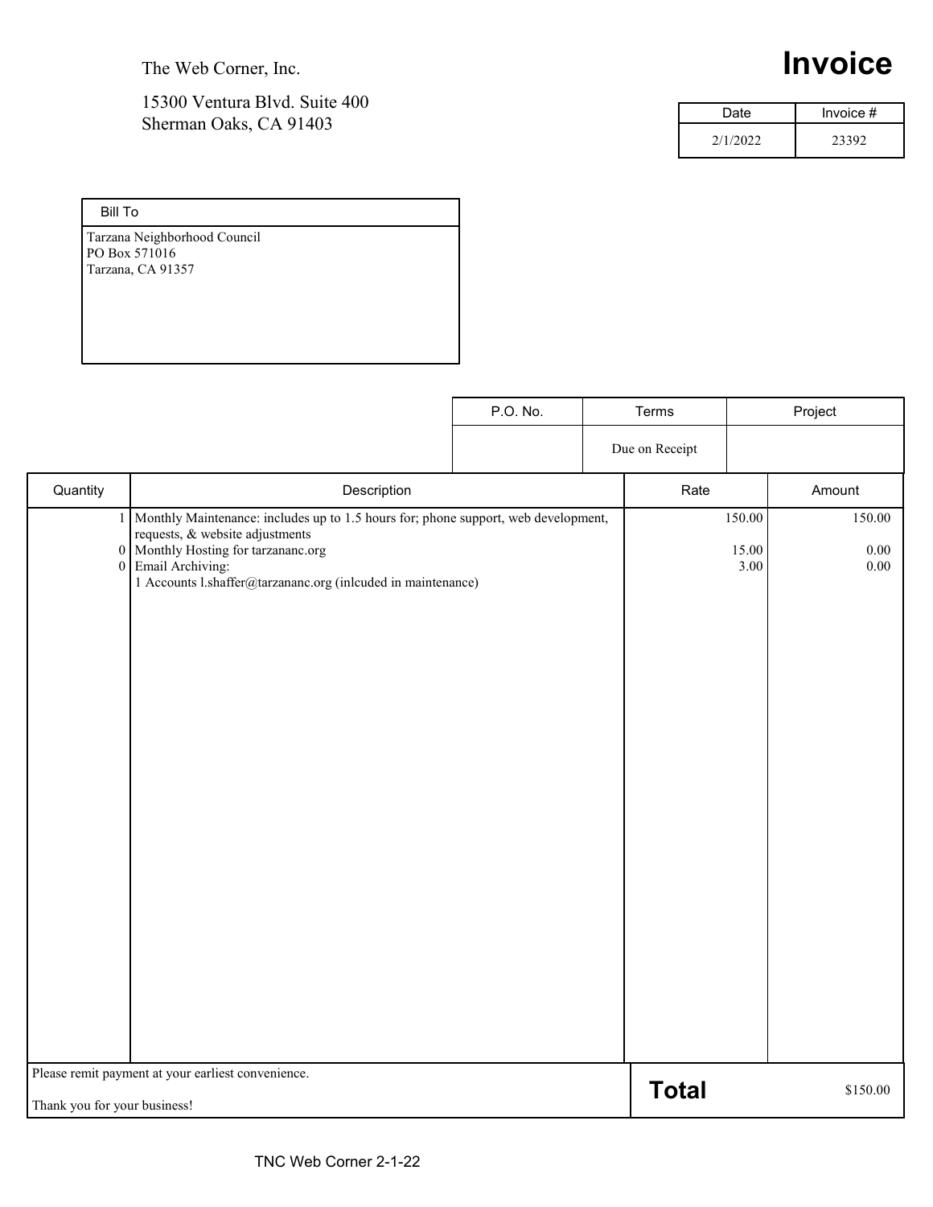The Web Corner, Inc.

15300 Ventura Blvd. Suite 400
Sherman Oaks, CA 91403

# Invoice

| Date | Invoice # |
|---|---|
| 2/1/2022 | 23392 |

| Bill To |
|---|
| Tarzana Neighborhood Council<br>PO Box 571016<br>Tarzana, CA 91357 |

| P.O. No. | Terms | Project |
|---|---|---|
| | Due on Receipt | |

| Quantity | Description | Rate | Amount |
|---|---|---|---|
| 1 | Monthly Maintenance: includes up to 1.5 hours for; phone support, web development, requests, & website adjustments | 150.00 | 150.00 |
| 0 | Monthly Hosting for tarzananc.org | 15.00 | 0.00 |
| 0 | Email Archiving:<br>1 Accounts l.shaffer@tarzananc.org (inlcuded in maintenance) | 3.00 | 0.00 |

Please remit payment at your earliest convenience.

Thank you for your business!

**Total** $150.00

TNC Web Corner 2-1-22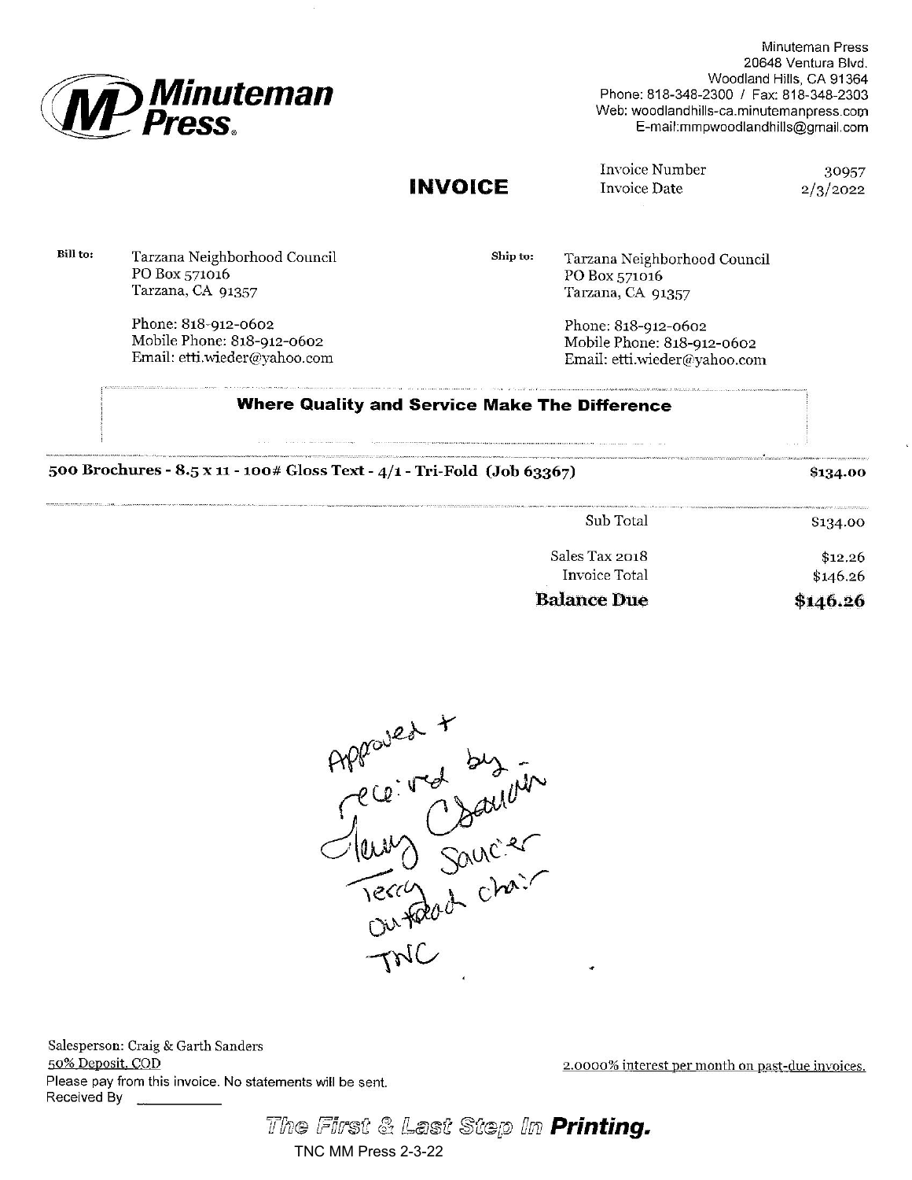**Minuteman Press**

Minuteman Press
20648 Ventura Blvd.
Woodland Hills, CA 91364
Phone: 818-348-2300 / Fax: 818-348-2303
Web: woodlandhills-ca.minutemanpress.com
E-mail:mmpwoodlandhills@gmail.com

# INVOICE

Invoice Number 30957
Invoice Date 2/3/2022

**Bill to:**
Tarzana Neighborhood Council
PO Box 571016
Tarzana, CA 91357

Phone: 818-912-0602
Mobile Phone: 818-912-0602
Email: etti.wieder@yahoo.com

**Ship to:**
Tarzana Neighborhood Council
PO Box 571016
Tarzana, CA 91357

Phone: 818-912-0602
Mobile Phone: 818-912-0602
Email: etti.wieder@yahoo.com

**Where Quality and Service Make The Difference**

| Item | Amount |
|---|---|
| **500 Brochures - 8.5 x 11 - 100# Gloss Text - 4/1 - Tri-Fold (Job 63367)** | **$134.00** |
| Sub Total | $134.00 |
| Sales Tax 2018 | $12.26 |
| Invoice Total | $146.26 |
| **Balance Due** | **$146.26** |

Approved + received by -
Terry Saucier
Terry Saucier
Outreach Chair
TNC

Salesperson: Craig & Garth Sanders
50% Deposit, COD
Please pay from this invoice. No statements will be sent.
Received By ___________

2.0000% interest per month on past-due invoices.

*The First & Last Step In* **Printing.**

TNC MM Press 2-3-22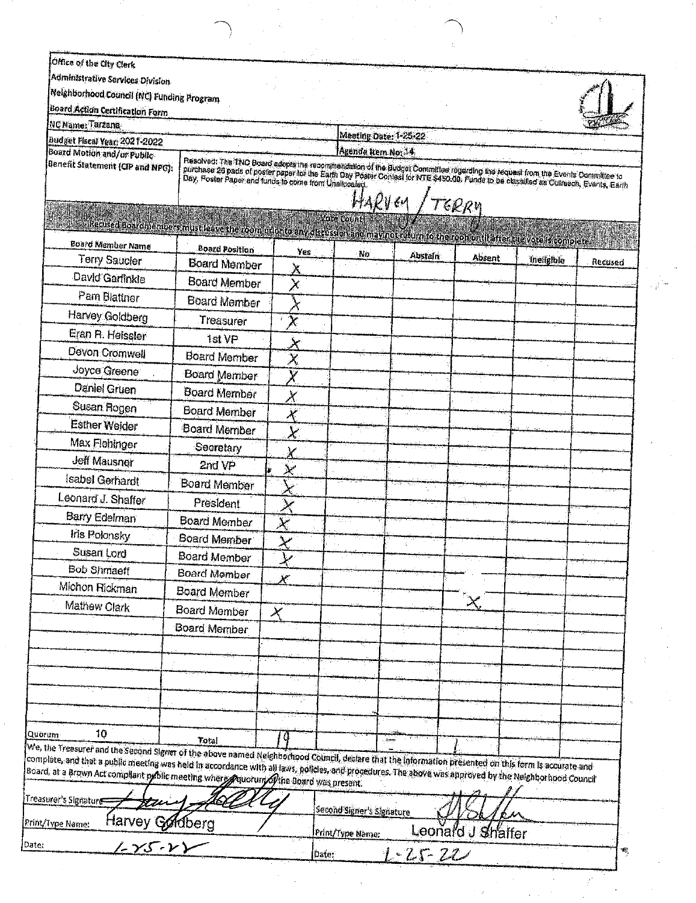Office of the City Clerk
Administrative Services Division
Neighborhood Council (NC) Funding Program
Board Action Certification Form

| | | | |
|---|---|---|---|
| NC Name: Tarzana | | | |
| Budget Fiscal Year: 2021-2022 | | Meeting Date: 1-25-22 | |
| | | Agenda Item No: 14 | |
| Board Motion and/or Public Benefit Statement (CIP and NPG): | Resolved: The TNC Board adopts the recommendation of the Budget Committee regarding the request from the Events Committee to purchase 26 pads of poster paper for the Earth Day Poster Contest for NTE $450.00. Funds to be classified as Outreach, Events, Earth Day, Poster Paper and funds to come from Unallocated. | | |

HARVEY / TERRY

**Vote Count**

Recused Boardmembers must leave the room prior to any discussion and may not return to the room until after the vote is complete.

| Board Member Name | Board Position | Yes | No | Abstain | Absent | Ineligible | Recused |
|---|---|---|---|---|---|---|---|
| Terry Saucier | Board Member | X | | | | | |
| David Garfinkle | Board Member | X | | | | | |
| Pam Blattner | Board Member | X | | | | | |
| Harvey Goldberg | Treasurer | X | | | | | |
| Eran R. Heissler | 1st VP | X | | | | | |
| Devon Cromwell | Board Member | X | | | | | |
| Joyce Greene | Board Member | X | | | | | |
| Daniel Gruen | Board Member | X | | | | | |
| Susan Rogen | Board Member | X | | | | | |
| Esther Weider | Board Member | X | | | | | |
| Max Flehinger | Secretary | X | | | | | |
| Jeff Mausner | 2nd VP | X | | | | | |
| Isabel Gerhardt | Board Member | X | | | | | |
| Leonard J. Shaffer | President | X | | | | | |
| Barry Edelman | Board Member | X | | | | | |
| Iris Polonsky | Board Member | X | | | | | |
| Susan Lord | Board Member | X | | | | | |
| Bob Shmaeff | Board Member | X | | | | | |
| Michon Rickman | Board Member | | | | X | | |
| Mathew Clark | Board Member | X | | | | | |
| | Board Member | | | | | | |
| Quorum 10 | Total | 19 | – | | 1 | | |

We, the Treasurer and the Second Signer of the above named Neighborhood Council, declare that the information presented on this form is accurate and complete, and that a public meeting was held in accordance with all laws, policies, and procedures. The above was approved by the Neighborhood Council Board, at a Brown Act compliant public meeting where a quorum of the Board was present.

| | | | |
|---|---|---|---|
| Treasurer's Signature | *(signature)* | Second Signer's Signature | *(signature)* |
| Print/Type Name: | Harvey Goldberg | Print/Type Name: | Leonard J Shaffer |
| Date: | 1-25-22 | Date: | 1-25-22 |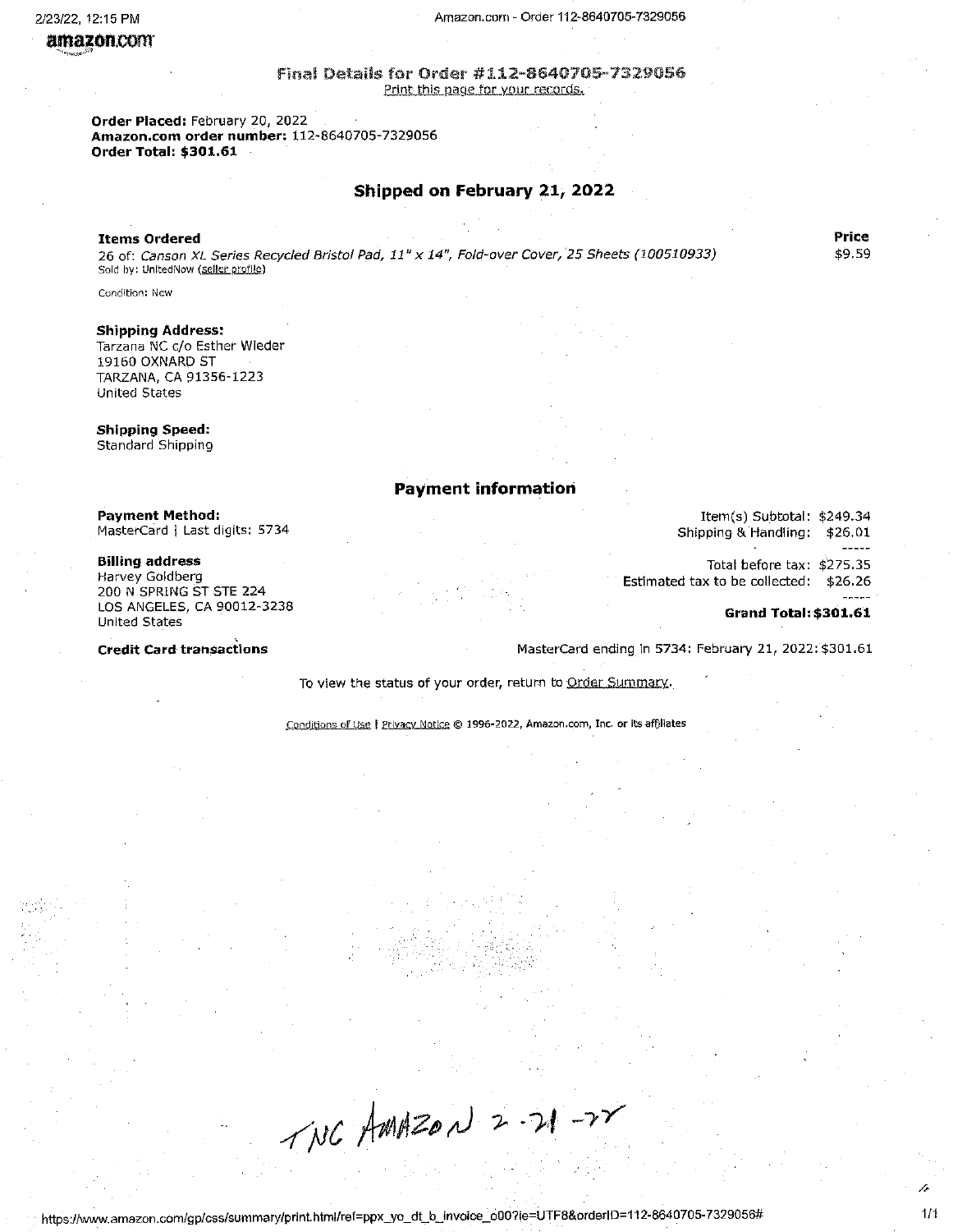amazon.com

## Final Details for Order #112-8640705-7329056

Print this page for your records.

**Order Placed:** February 20, 2022
**Amazon.com order number:** 112-8640705-7329056
**Order Total: $301.61**

### Shipped on February 21, 2022

| **Items Ordered** | **Price** |
|---|---|
| 26 of: *Canson XL Series Recycled Bristol Pad, 11" x 14", Fold-over Cover, 25 Sheets (100510933)*<br>Sold by: UnitedNow (seller profile)<br><br>Condition: New | $9.59 |

**Shipping Address:**
Tarzana NC c/o Esther Wieder
19160 OXNARD ST
TARZANA, CA 91356-1223
United States

**Shipping Speed:**
Standard Shipping

### Payment information

**Payment Method:**
MasterCard | Last digits: 5734

**Billing address**
Harvey Goldberg
200 N SPRING ST STE 224
LOS ANGELES, CA 90012-3238
United States

| | |
|---|---|
| Item(s) Subtotal: | $249.34 |
| Shipping & Handling: | $26.01 |
| Total before tax: | $275.35 |
| Estimated tax to be collected: | $26.26 |
| **Grand Total:** | **$301.61** |

**Credit Card transactions**

MasterCard ending in 5734: February 21, 2022: $301.61

To view the status of your order, return to Order Summary.

Conditions of Use | Privacy Notice © 1996-2022, Amazon.com, Inc. or its affiliates

TNC AMAZON 2-21-22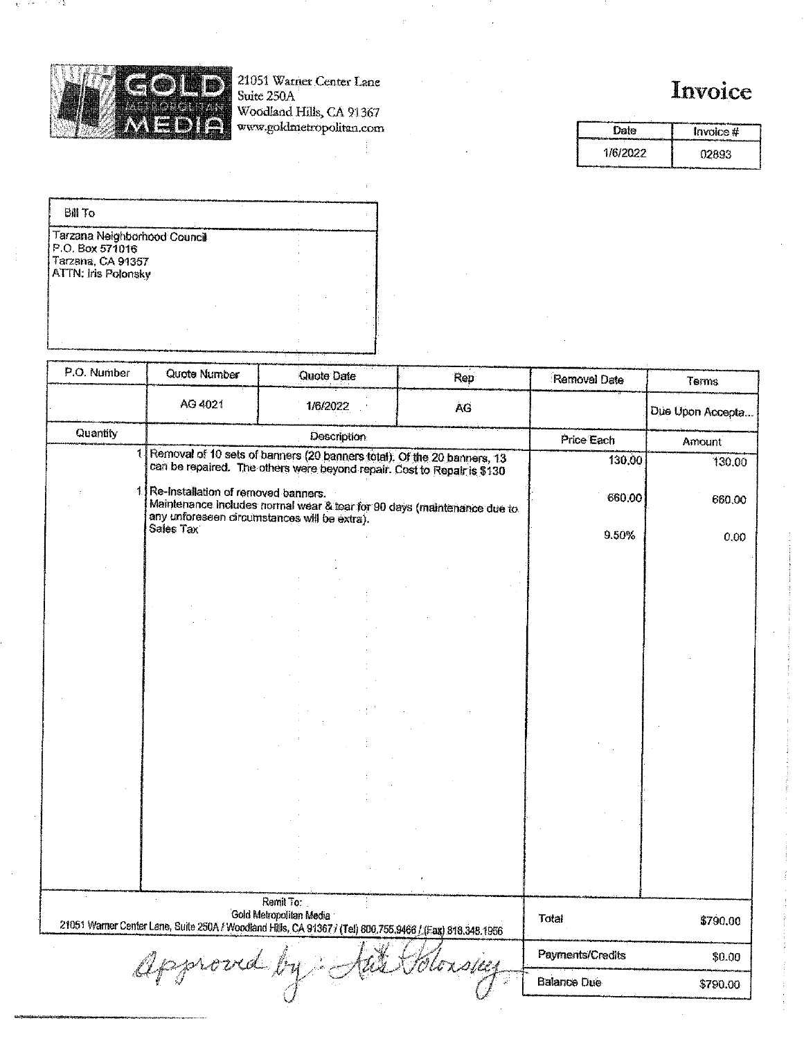**GOLD METROPOLITAN MEDIA**

21051 Warner Center Lane
Suite 250A
Woodland Hills, CA 91367
www.goldmetropolitan.com

# Invoice

| Date | Invoice # |
|---|---|
| 1/6/2022 | 02893 |

**Bill To**

Tarzana Neighborhood Council
P.O. Box 571016
Tarzana, CA 91357
ATTN: Iris Polonsky

| P.O. Number | Quote Number | Quote Date | Rep | Removal Date | Terms |
|---|---|---|---|---|---|
| | AG 4021 | 1/6/2022 | AG | | Due Upon Accepta... |

| Quantity | Description | Price Each | Amount |
|---|---|---|---|
| 1 | Removal of 10 sets of banners (20 banners total). Of the 20 banners, 13 can be repaired. The others were beyond repair. Cost to Repair is $130 | 130.00 | 130.00 |
| 1 | Re-Installation of removed banners. Maintenance includes normal wear & tear for 90 days (maintenance due to any unforeseen circumstances will be extra). | 660.00 | 660.00 |
| | Sales Tax | 9.50% | 0.00 |

Remit To:
Gold Metropolitan Media
21051 Warner Center Lane, Suite 250A / Woodland Hills, CA 91367 / (Tel) 800.755.9466 / (Fax) 818.348.1956

| | |
|---|---|
| Total | $790.00 |
| Payments/Credits | $0.00 |
| Balance Due | $790.00 |

*Approved by: Iris Polonsky*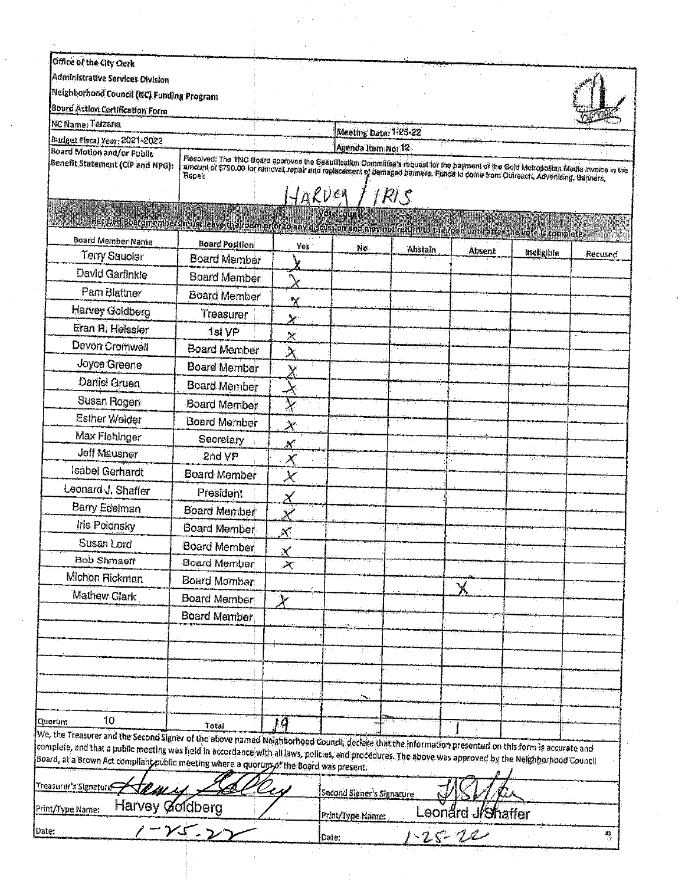Office of the City Clerk
Administrative Services Division
Neighborhood Council (NC) Funding Program
Board Action Certification Form

| | | | |
|---|---|---|---|
| NC Name: Tarzana | | Meeting Date: 1-25-22 | |
| Budget Fiscal Year: 2021-2022 | | Agenda Item No: 12 | |
| Board Motion and/or Public Benefit Statement (CIP and NPG): | Resolved: The TNC Board approves the Beautification Committee's request for the payment of the Gold Metropolitan Media invoice in the amount of $750.00 for removal, repair and replacement of damaged banners. Funds to come from Outreach, Advertising, Banners, Repair | | |

HARVEY / IRIS

**Vote Count**

Recused Boardmembers must leave the room prior to any discussion and may not return to the room until after the vote is complete.

| Board Member Name | Board Position | Yes | No | Abstain | Absent | Ineligible | Recused |
|---|---|---|---|---|---|---|---|
| Terry Saucier | Board Member | X | | | | | |
| David Garfinkle | Board Member | X | | | | | |
| Pam Blattner | Board Member | X | | | | | |
| Harvey Goldberg | Treasurer | X | | | | | |
| Eran R. Heissler | 1st VP | X | | | | | |
| Devon Cromwell | Board Member | X | | | | | |
| Joyce Greene | Board Member | X | | | | | |
| Daniel Gruen | Board Member | X | | | | | |
| Susan Rogen | Board Member | X | | | | | |
| Esther Weider | Board Member | X | | | | | |
| Max Flehinger | Secretary | X | | | | | |
| Jeff Mausner | 2nd VP | X | | | | | |
| Isabel Gerhardt | Board Member | X | | | | | |
| Leonard J. Shaffer | President | X | | | | | |
| Barry Edelman | Board Member | X | | | | | |
| Iris Polonsky | Board Member | X | | | | | |
| Susan Lord | Board Member | X | | | | | |
| Bob Shmaeff | Board Member | X | | | | | |
| Michon Rickman | Board Member | | | | X | | |
| Mathew Clark | Board Member | X | | | | | |
| | Board Member | | | | | | |
| Quorum 10 | Total | 19 | | | 1 | | |

We, the Treasurer and the Second Signer of the above named Neighborhood Council, declare that the information presented on this form is accurate and complete, and that a public meeting was held in accordance with all laws, policies, and procedures. The above was approved by the Neighborhood Council Board, at a Brown Act compliant public meeting where a quorum of the Board was present.

| | |
|---|---|
| Treasurer's Signature: *(signed)* | Second Signer's Signature: *(signed)* |
| Print/Type Name: Harvey Goldberg | Print/Type Name: Leonard J. Shaffer |
| Date: 1-25-22 | Date: 1-25-22 |